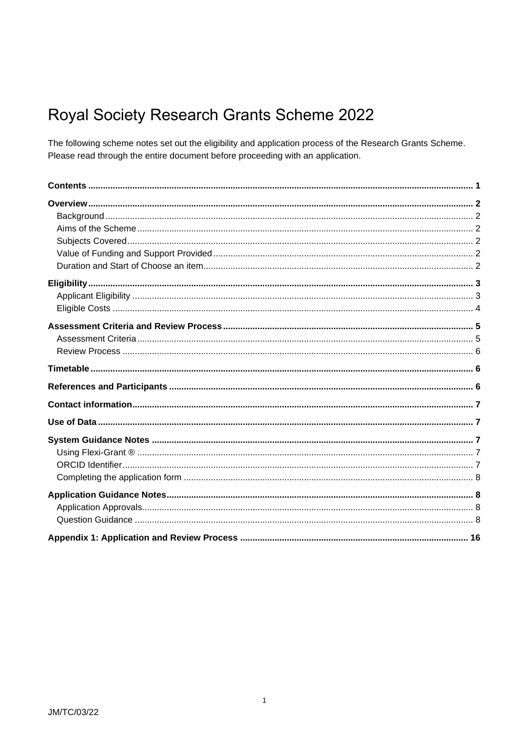# Royal Society Research Grants Scheme 2022

The following scheme notes set out the eligibility and application process of the Research Grants Scheme. Please read through the entire document before proceeding with an application.

**Contents** ..... 1

**Overview** ..... 2
- Background ..... 2
- Aims of the Scheme ..... 2
- Subjects Covered ..... 2
- Value of Funding and Support Provided ..... 2
- Duration and Start of Choose an item ..... 2

**Eligibility** ..... 3
- Applicant Eligibility ..... 3
- Eligible Costs ..... 4

**Assessment Criteria and Review Process** ..... 5
- Assessment Criteria ..... 5
- Review Process ..... 6

**Timetable** ..... 6

**References and Participants** ..... 6

**Contact information** ..... 7

**Use of Data** ..... 7

**System Guidance Notes** ..... 7
- Using Flexi-Grant ® ..... 7
- ORCID Identifier ..... 7
- Completing the application form ..... 8

**Application Guidance Notes** ..... 8
- Application Approvals ..... 8
- Question Guidance ..... 8

**Appendix 1: Application and Review Process** ..... 16

JM/TC/03/22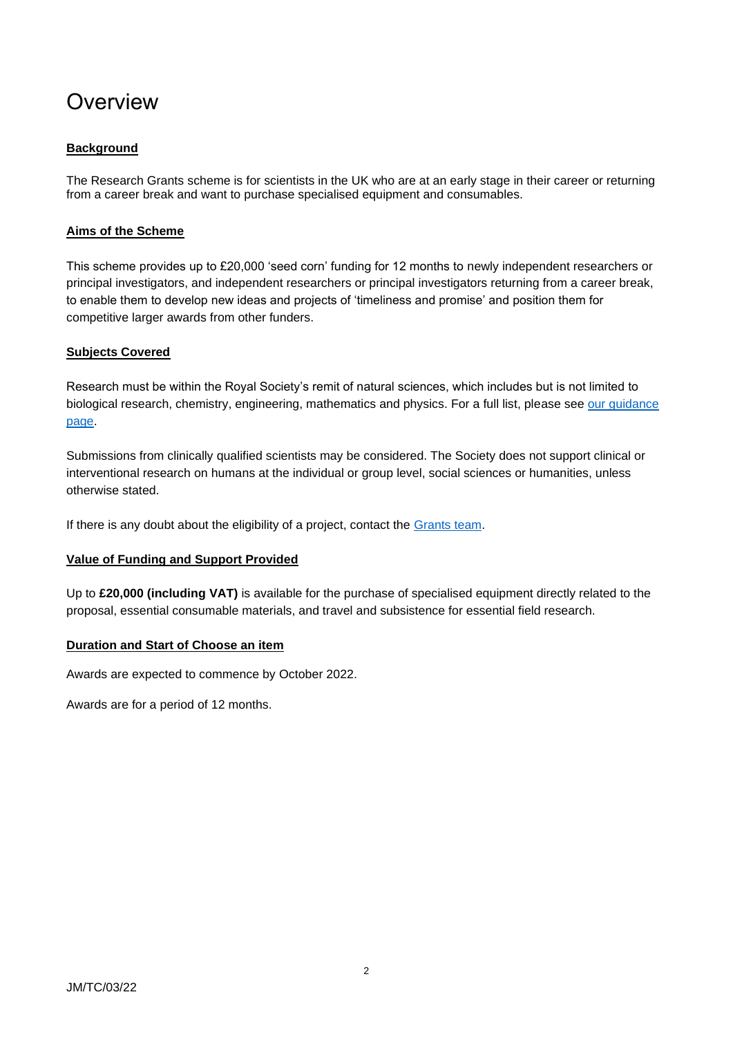# Overview

**Background**

The Research Grants scheme is for scientists in the UK who are at an early stage in their career or returning from a career break and want to purchase specialised equipment and consumables.

**Aims of the Scheme**

This scheme provides up to £20,000 'seed corn' funding for 12 months to newly independent researchers or principal investigators, and independent researchers or principal investigators returning from a career break, to enable them to develop new ideas and projects of 'timeliness and promise' and position them for competitive larger awards from other funders.

**Subjects Covered**

Research must be within the Royal Society's remit of natural sciences, which includes but is not limited to biological research, chemistry, engineering, mathematics and physics. For a full list, please see our guidance page.

Submissions from clinically qualified scientists may be considered. The Society does not support clinical or interventional research on humans at the individual or group level, social sciences or humanities, unless otherwise stated.

If there is any doubt about the eligibility of a project, contact the Grants team.

**Value of Funding and Support Provided**

Up to **£20,000 (including VAT)** is available for the purchase of specialised equipment directly related to the proposal, essential consumable materials, and travel and subsistence for essential field research.

**Duration and Start of Choose an item**

Awards are expected to commence by October 2022.

Awards are for a period of 12 months.

JM/TC/03/22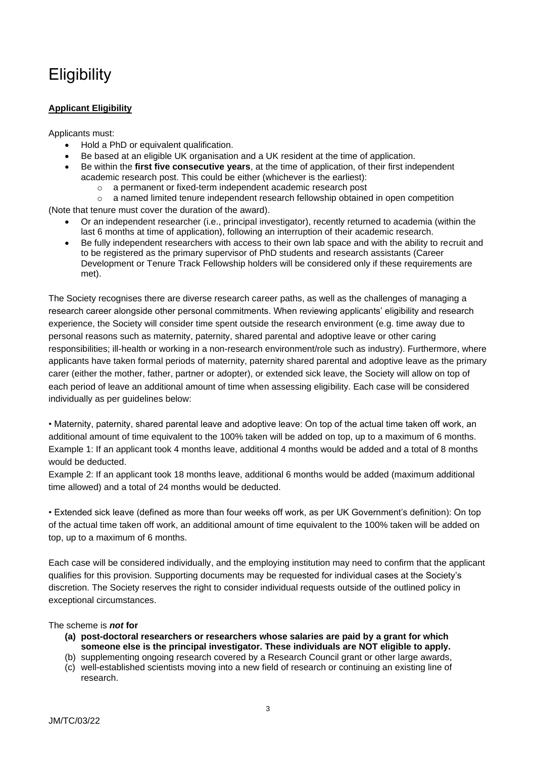# Eligibility

**Applicant Eligibility**

Applicants must:

- Hold a PhD or equivalent qualification.
- Be based at an eligible UK organisation and a UK resident at the time of application.
- Be within the **first five consecutive years**, at the time of application, of their first independent academic research post. This could be either (whichever is the earliest):
  - a permanent or fixed-term independent academic research post
  - a named limited tenure independent research fellowship obtained in open competition

(Note that tenure must cover the duration of the award).

- Or an independent researcher (i.e., principal investigator), recently returned to academia (within the last 6 months at time of application), following an interruption of their academic research.
- Be fully independent researchers with access to their own lab space and with the ability to recruit and to be registered as the primary supervisor of PhD students and research assistants (Career Development or Tenure Track Fellowship holders will be considered only if these requirements are met).

The Society recognises there are diverse research career paths, as well as the challenges of managing a research career alongside other personal commitments. When reviewing applicants' eligibility and research experience, the Society will consider time spent outside the research environment (e.g. time away due to personal reasons such as maternity, paternity, shared parental and adoptive leave or other caring responsibilities; ill-health or working in a non-research environment/role such as industry). Furthermore, where applicants have taken formal periods of maternity, paternity shared parental and adoptive leave as the primary carer (either the mother, father, partner or adopter), or extended sick leave, the Society will allow on top of each period of leave an additional amount of time when assessing eligibility. Each case will be considered individually as per guidelines below:

• Maternity, paternity, shared parental leave and adoptive leave: On top of the actual time taken off work, an additional amount of time equivalent to the 100% taken will be added on top, up to a maximum of 6 months.
Example 1: If an applicant took 4 months leave, additional 4 months would be added and a total of 8 months would be deducted.
Example 2: If an applicant took 18 months leave, additional 6 months would be added (maximum additional time allowed) and a total of 24 months would be deducted.

• Extended sick leave (defined as more than four weeks off work, as per UK Government's definition): On top of the actual time taken off work, an additional amount of time equivalent to the 100% taken will be added on top, up to a maximum of 6 months.

Each case will be considered individually, and the employing institution may need to confirm that the applicant qualifies for this provision. Supporting documents may be requested for individual cases at the Society's discretion. The Society reserves the right to consider individual requests outside of the outlined policy in exceptional circumstances.

The scheme is ***not*** **for**

**(a) post-doctoral researchers or researchers whose salaries are paid by a grant for which someone else is the principal investigator. These individuals are NOT eligible to apply.**
(b) supplementing ongoing research covered by a Research Council grant or other large awards,
(c) well-established scientists moving into a new field of research or continuing an existing line of research.

JM/TC/03/22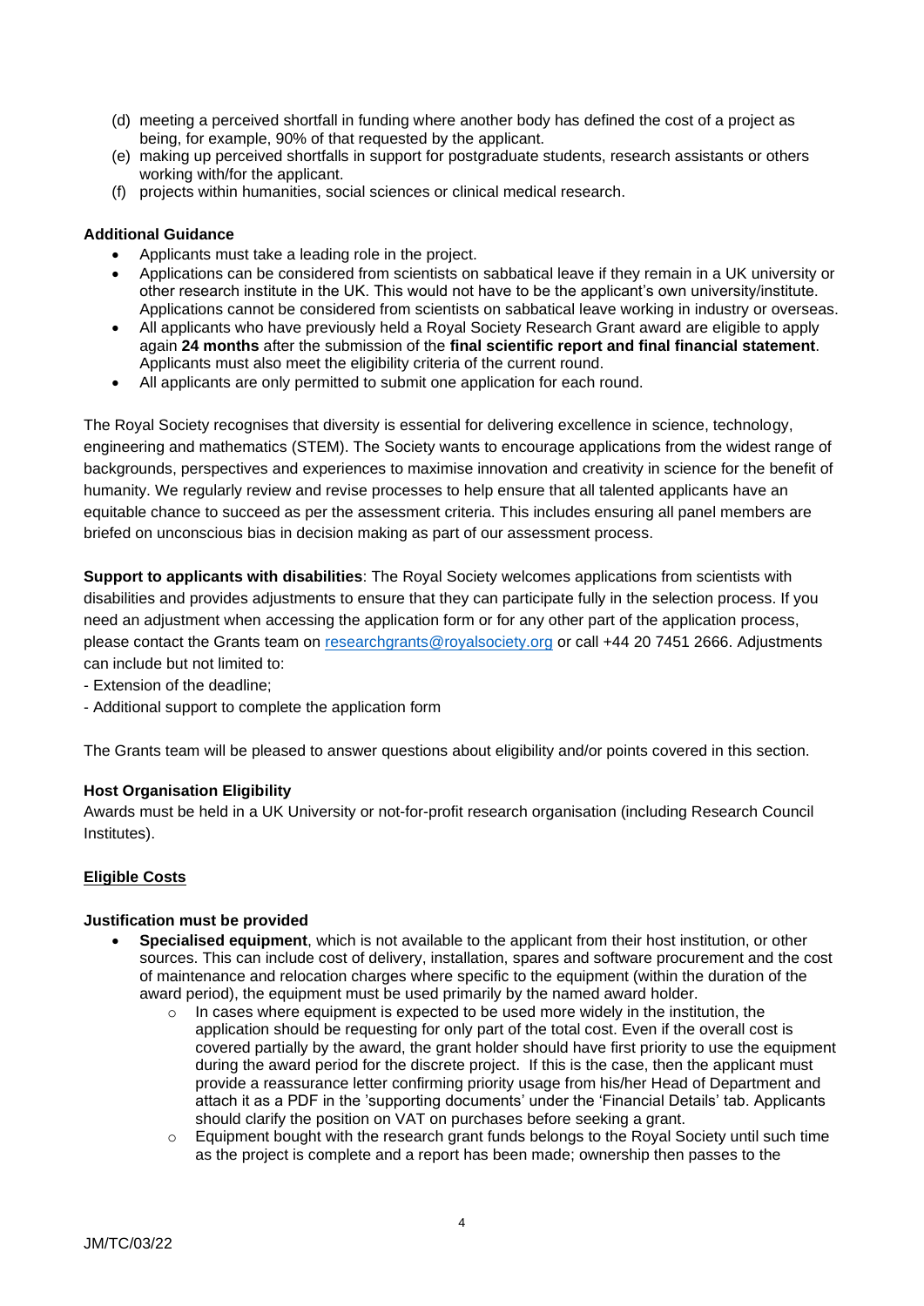(d) meeting a perceived shortfall in funding where another body has defined the cost of a project as being, for example, 90% of that requested by the applicant.
(e) making up perceived shortfalls in support for postgraduate students, research assistants or others working with/for the applicant.
(f) projects within humanities, social sciences or clinical medical research.

**Additional Guidance**

- Applicants must take a leading role in the project.
- Applications can be considered from scientists on sabbatical leave if they remain in a UK university or other research institute in the UK. This would not have to be the applicant's own university/institute. Applications cannot be considered from scientists on sabbatical leave working in industry or overseas.
- All applicants who have previously held a Royal Society Research Grant award are eligible to apply again **24 months** after the submission of the **final scientific report and final financial statement**. Applicants must also meet the eligibility criteria of the current round.
- All applicants are only permitted to submit one application for each round.

The Royal Society recognises that diversity is essential for delivering excellence in science, technology, engineering and mathematics (STEM). The Society wants to encourage applications from the widest range of backgrounds, perspectives and experiences to maximise innovation and creativity in science for the benefit of humanity. We regularly review and revise processes to help ensure that all talented applicants have an equitable chance to succeed as per the assessment criteria. This includes ensuring all panel members are briefed on unconscious bias in decision making as part of our assessment process.

**Support to applicants with disabilities**: The Royal Society welcomes applications from scientists with disabilities and provides adjustments to ensure that they can participate fully in the selection process. If you need an adjustment when accessing the application form or for any other part of the application process, please contact the Grants team on researchgrants@royalsociety.org or call +44 20 7451 2666. Adjustments can include but not limited to:

- Extension of the deadline;
- Additional support to complete the application form

The Grants team will be pleased to answer questions about eligibility and/or points covered in this section.

**Host Organisation Eligibility**

Awards must be held in a UK University or not-for-profit research organisation (including Research Council Institutes).

**Eligible Costs**

**Justification must be provided**

- **Specialised equipment**, which is not available to the applicant from their host institution, or other sources. This can include cost of delivery, installation, spares and software procurement and the cost of maintenance and relocation charges where specific to the equipment (within the duration of the award period), the equipment must be used primarily by the named award holder.
  - In cases where equipment is expected to be used more widely in the institution, the application should be requesting for only part of the total cost. Even if the overall cost is covered partially by the award, the grant holder should have first priority to use the equipment during the award period for the discrete project. If this is the case, then the applicant must provide a reassurance letter confirming priority usage from his/her Head of Department and attach it as a PDF in the 'supporting documents' under the 'Financial Details' tab. Applicants should clarify the position on VAT on purchases before seeking a grant.
  - Equipment bought with the research grant funds belongs to the Royal Society until such time as the project is complete and a report has been made; ownership then passes to the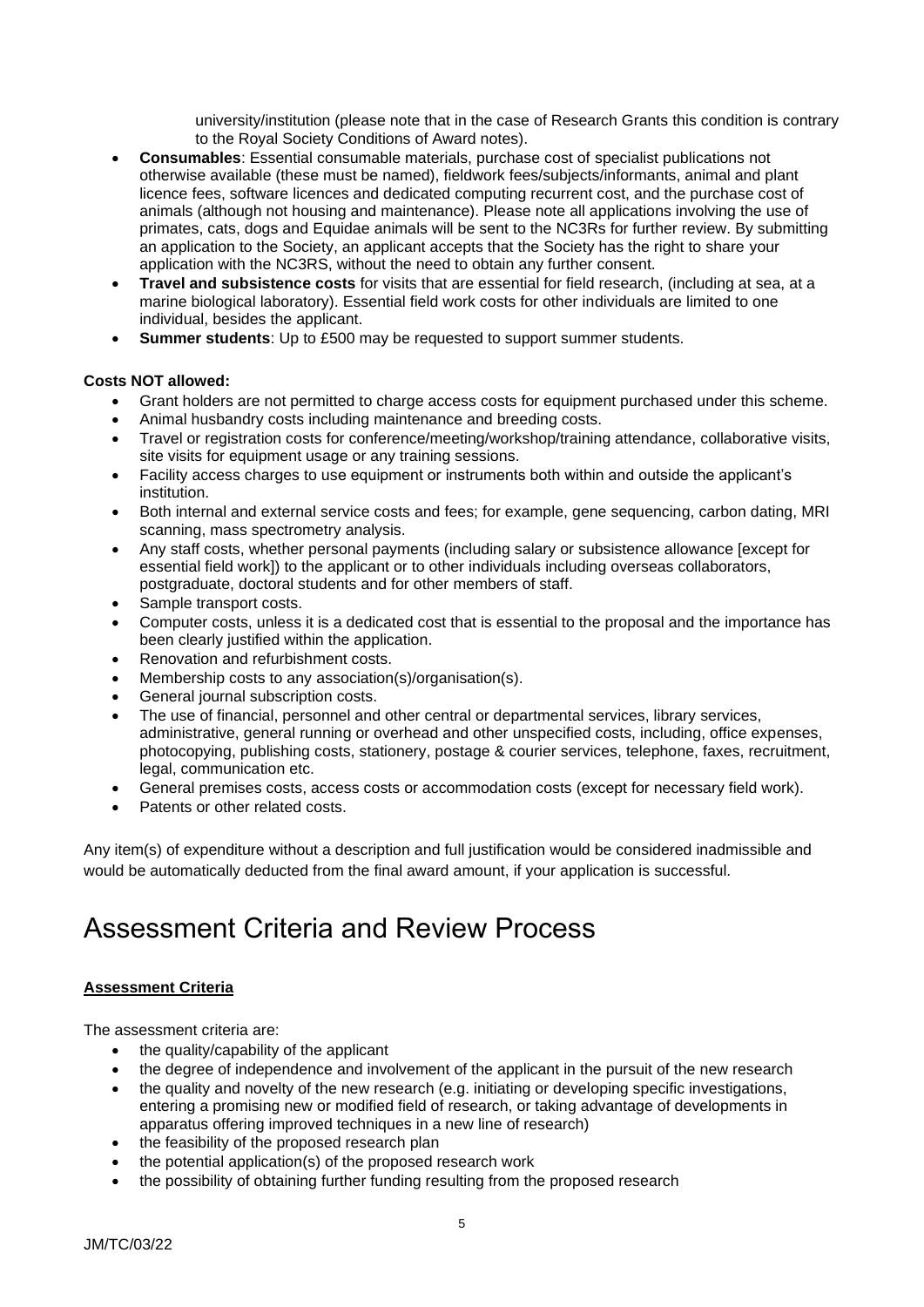university/institution (please note that in the case of Research Grants this condition is contrary to the Royal Society Conditions of Award notes).

- **Consumables**: Essential consumable materials, purchase cost of specialist publications not otherwise available (these must be named), fieldwork fees/subjects/informants, animal and plant licence fees, software licences and dedicated computing recurrent cost, and the purchase cost of animals (although not housing and maintenance). Please note all applications involving the use of primates, cats, dogs and Equidae animals will be sent to the NC3Rs for further review. By submitting an application to the Society, an applicant accepts that the Society has the right to share your application with the NC3RS, without the need to obtain any further consent.
- **Travel and subsistence costs** for visits that are essential for field research, (including at sea, at a marine biological laboratory). Essential field work costs for other individuals are limited to one individual, besides the applicant.
- **Summer students**: Up to £500 may be requested to support summer students.

**Costs NOT allowed:**

- Grant holders are not permitted to charge access costs for equipment purchased under this scheme.
- Animal husbandry costs including maintenance and breeding costs.
- Travel or registration costs for conference/meeting/workshop/training attendance, collaborative visits, site visits for equipment usage or any training sessions.
- Facility access charges to use equipment or instruments both within and outside the applicant's institution.
- Both internal and external service costs and fees; for example, gene sequencing, carbon dating, MRI scanning, mass spectrometry analysis.
- Any staff costs, whether personal payments (including salary or subsistence allowance [except for essential field work]) to the applicant or to other individuals including overseas collaborators, postgraduate, doctoral students and for other members of staff.
- Sample transport costs.
- Computer costs, unless it is a dedicated cost that is essential to the proposal and the importance has been clearly justified within the application.
- Renovation and refurbishment costs.
- Membership costs to any association(s)/organisation(s).
- General journal subscription costs.
- The use of financial, personnel and other central or departmental services, library services, administrative, general running or overhead and other unspecified costs, including, office expenses, photocopying, publishing costs, stationery, postage & courier services, telephone, faxes, recruitment, legal, communication etc.
- General premises costs, access costs or accommodation costs (except for necessary field work).
- Patents or other related costs.

Any item(s) of expenditure without a description and full justification would be considered inadmissible and would be automatically deducted from the final award amount, if your application is successful.

# Assessment Criteria and Review Process

**Assessment Criteria**

The assessment criteria are:

- the quality/capability of the applicant
- the degree of independence and involvement of the applicant in the pursuit of the new research
- the quality and novelty of the new research (e.g. initiating or developing specific investigations, entering a promising new or modified field of research, or taking advantage of developments in apparatus offering improved techniques in a new line of research)
- the feasibility of the proposed research plan
- the potential application(s) of the proposed research work
- the possibility of obtaining further funding resulting from the proposed research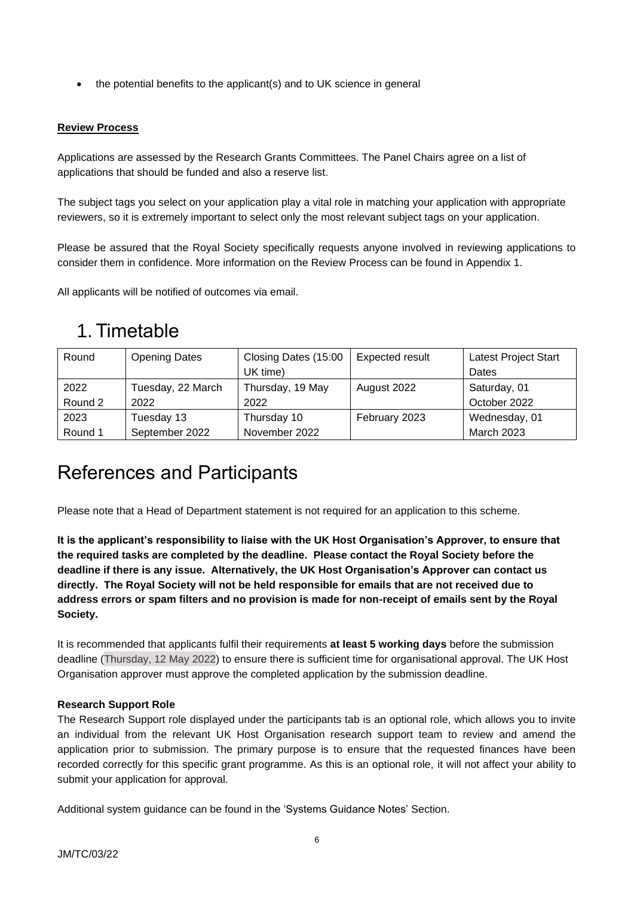- the potential benefits to the applicant(s) and to UK science in general

**Review Process**

Applications are assessed by the Research Grants Committees. The Panel Chairs agree on a list of applications that should be funded and also a reserve list.

The subject tags you select on your application play a vital role in matching your application with appropriate reviewers, so it is extremely important to select only the most relevant subject tags on your application.

Please be assured that the Royal Society specifically requests anyone involved in reviewing applications to consider them in confidence. More information on the Review Process can be found in Appendix 1.

All applicants will be notified of outcomes via email.

# 1. Timetable

| Round | Opening Dates | Closing Dates (15:00 UK time) | Expected result | Latest Project Start Dates |
|---|---|---|---|---|
| 2022 Round 2 | Tuesday, 22 March 2022 | Thursday, 19 May 2022 | August 2022 | Saturday, 01 October 2022 |
| 2023 Round 1 | Tuesday 13 September 2022 | Thursday 10 November 2022 | February 2023 | Wednesday, 01 March 2023 |

# References and Participants

Please note that a Head of Department statement is not required for an application to this scheme.

**It is the applicant's responsibility to liaise with the UK Host Organisation's Approver, to ensure that the required tasks are completed by the deadline. Please contact the Royal Society before the deadline if there is any issue. Alternatively, the UK Host Organisation's Approver can contact us directly. The Royal Society will not be held responsible for emails that are not received due to address errors or spam filters and no provision is made for non-receipt of emails sent by the Royal Society.**

It is recommended that applicants fulfil their requirements **at least 5 working days** before the submission deadline (Thursday, 12 May 2022) to ensure there is sufficient time for organisational approval. The UK Host Organisation approver must approve the completed application by the submission deadline.

**Research Support Role**

The Research Support role displayed under the participants tab is an optional role, which allows you to invite an individual from the relevant UK Host Organisation research support team to review and amend the application prior to submission. The primary purpose is to ensure that the requested finances have been recorded correctly for this specific grant programme. As this is an optional role, it will not affect your ability to submit your application for approval.

Additional system guidance can be found in the 'Systems Guidance Notes' Section.

JM/TC/03/22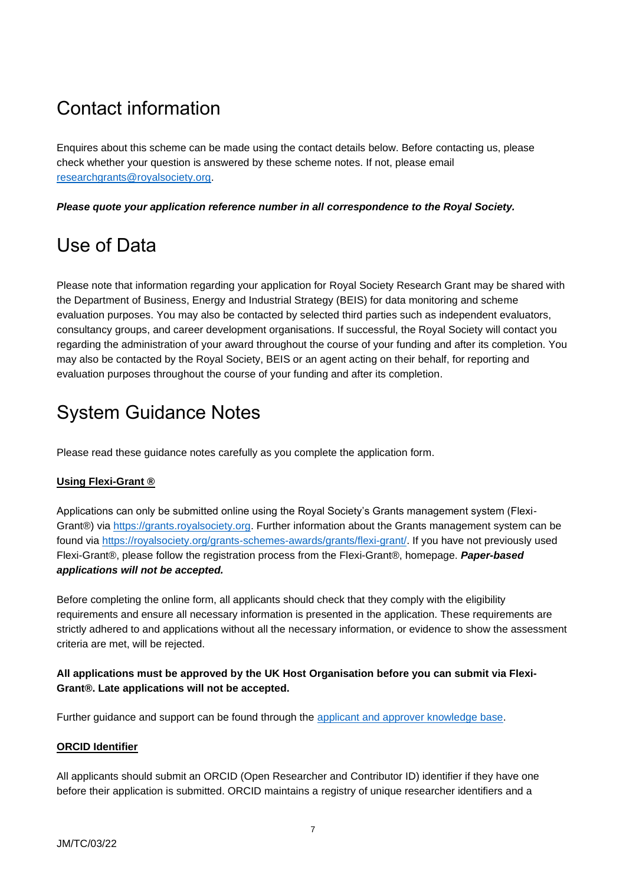# Contact information

Enquires about this scheme can be made using the contact details below. Before contacting us, please check whether your question is answered by these scheme notes. If not, please email [researchgrants@royalsociety.org](mailto:researchgrants@royalsociety.org).

***Please quote your application reference number in all correspondence to the Royal Society.***

# Use of Data

Please note that information regarding your application for Royal Society Research Grant may be shared with the Department of Business, Energy and Industrial Strategy (BEIS) for data monitoring and scheme evaluation purposes. You may also be contacted by selected third parties such as independent evaluators, consultancy groups, and career development organisations. If successful, the Royal Society will contact you regarding the administration of your award throughout the course of your funding and after its completion. You may also be contacted by the Royal Society, BEIS or an agent acting on their behalf, for reporting and evaluation purposes throughout the course of your funding and after its completion.

# System Guidance Notes

Please read these guidance notes carefully as you complete the application form.

**Using Flexi-Grant ®**

Applications can only be submitted online using the Royal Society's Grants management system (Flexi-Grant®) via [https://grants.royalsociety.org](https://grants.royalsociety.org). Further information about the Grants management system can be found via [https://royalsociety.org/grants-schemes-awards/grants/flexi-grant/](https://royalsociety.org/grants-schemes-awards/grants/flexi-grant/). If you have not previously used Flexi-Grant®, please follow the registration process from the Flexi-Grant®, homepage. ***Paper-based applications will not be accepted.***

Before completing the online form, all applicants should check that they comply with the eligibility requirements and ensure all necessary information is presented in the application. These requirements are strictly adhered to and applications without all the necessary information, or evidence to show the assessment criteria are met, will be rejected.

**All applications must be approved by the UK Host Organisation before you can submit via Flexi-Grant®. Late applications will not be accepted.**

Further guidance and support can be found through the applicant and approver knowledge base.

**ORCID Identifier**

All applicants should submit an ORCID (Open Researcher and Contributor ID) identifier if they have one before their application is submitted. ORCID maintains a registry of unique researcher identifiers and a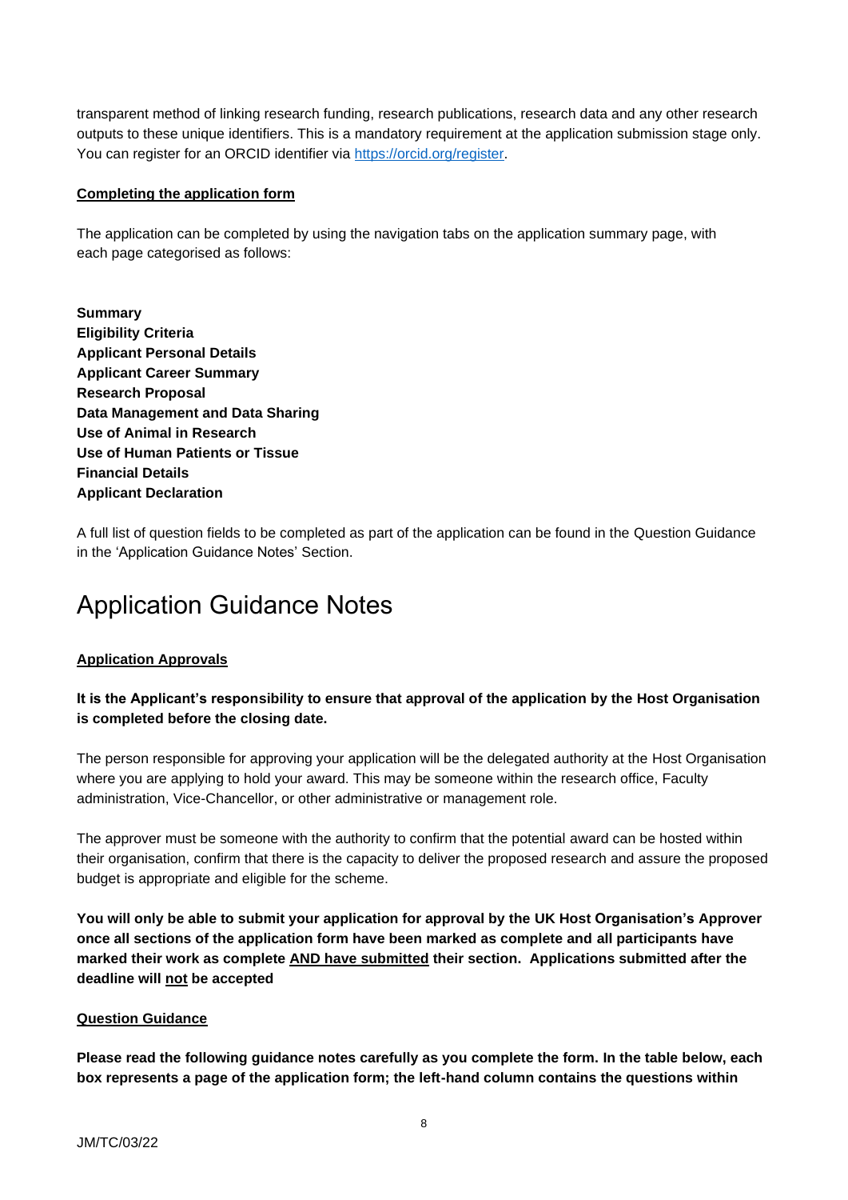transparent method of linking research funding, research publications, research data and any other research outputs to these unique identifiers. This is a mandatory requirement at the application submission stage only. You can register for an ORCID identifier via [https://orcid.org/register](https://orcid.org/register).

**Completing the application form**

The application can be completed by using the navigation tabs on the application summary page, with each page categorised as follows:

**Summary**
**Eligibility Criteria**
**Applicant Personal Details**
**Applicant Career Summary**
**Research Proposal**
**Data Management and Data Sharing**
**Use of Animal in Research**
**Use of Human Patients or Tissue**
**Financial Details**
**Applicant Declaration**

A full list of question fields to be completed as part of the application can be found in the Question Guidance in the 'Application Guidance Notes' Section.

# Application Guidance Notes

**Application Approvals**

**It is the Applicant's responsibility to ensure that approval of the application by the Host Organisation is completed before the closing date.**

The person responsible for approving your application will be the delegated authority at the Host Organisation where you are applying to hold your award. This may be someone within the research office, Faculty administration, Vice-Chancellor, or other administrative or management role.

The approver must be someone with the authority to confirm that the potential award can be hosted within their organisation, confirm that there is the capacity to deliver the proposed research and assure the proposed budget is appropriate and eligible for the scheme.

**You will only be able to submit your application for approval by the UK Host Organisation's Approver once all sections of the application form have been marked as complete and all participants have marked their work as complete AND have submitted their section. Applications submitted after the deadline will not be accepted**

**Question Guidance**

**Please read the following guidance notes carefully as you complete the form. In the table below, each box represents a page of the application form; the left-hand column contains the questions within**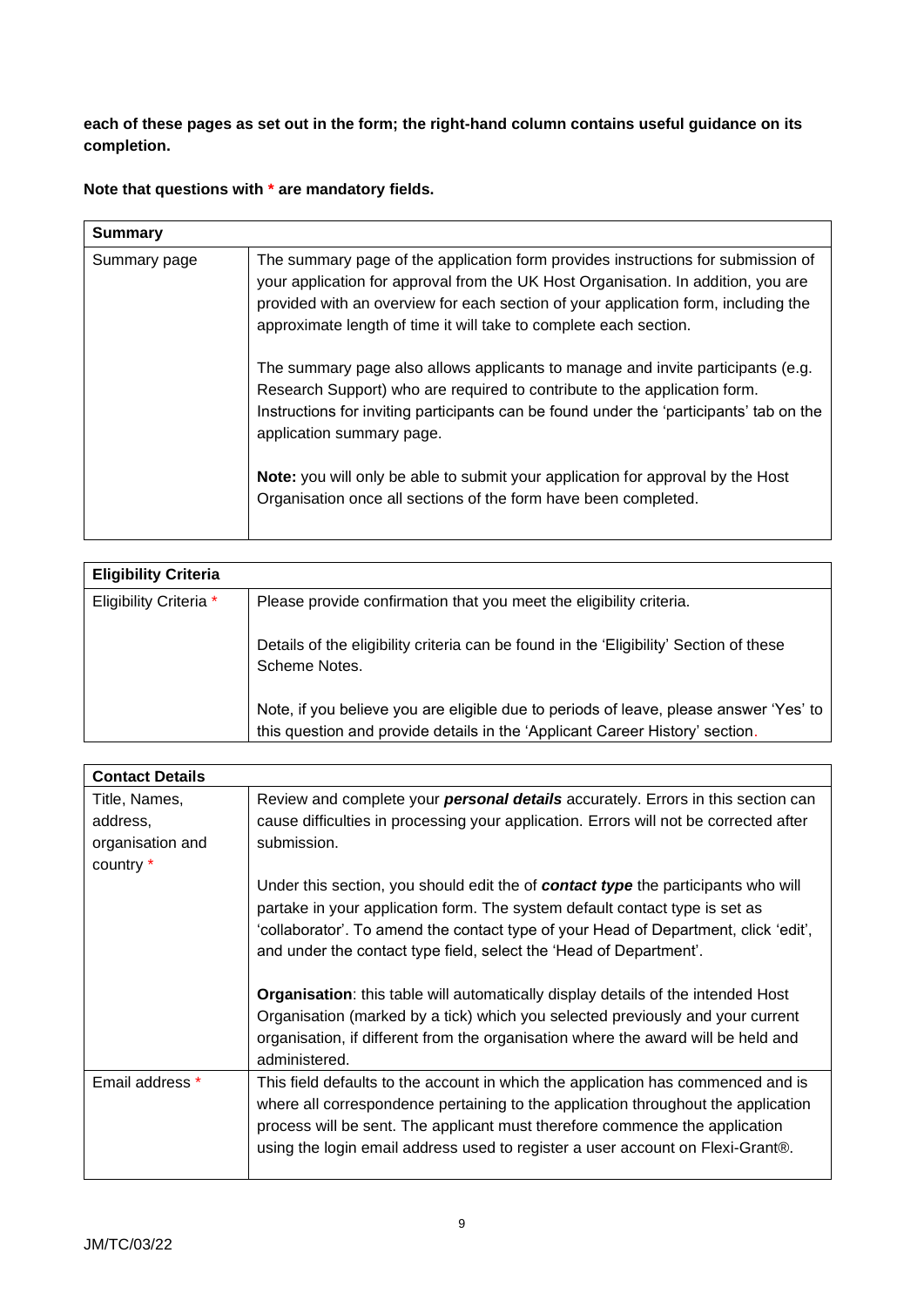**each of these pages as set out in the form; the right-hand column contains useful guidance on its completion.**

**Note that questions with * are mandatory fields.**

| **Summary** | |
|---|---|
| Summary page | The summary page of the application form provides instructions for submission of your application for approval from the UK Host Organisation. In addition, you are provided with an overview for each section of your application form, including the approximate length of time it will take to complete each section.<br><br>The summary page also allows applicants to manage and invite participants (e.g. Research Support) who are required to contribute to the application form. Instructions for inviting participants can be found under the 'participants' tab on the application summary page.<br><br>**Note:** you will only be able to submit your application for approval by the Host Organisation once all sections of the form have been completed. |

| **Eligibility Criteria** | |
|---|---|
| Eligibility Criteria * | Please provide confirmation that you meet the eligibility criteria.<br><br>Details of the eligibility criteria can be found in the 'Eligibility' Section of these Scheme Notes.<br><br>Note, if you believe you are eligible due to periods of leave, please answer 'Yes' to this question and provide details in the 'Applicant Career History' section. |

| **Contact Details** | |
|---|---|
| Title, Names, address, organisation and country * | Review and complete your ***personal details*** accurately. Errors in this section can cause difficulties in processing your application. Errors will not be corrected after submission.<br><br>Under this section, you should edit the of ***contact type*** the participants who will partake in your application form. The system default contact type is set as 'collaborator'. To amend the contact type of your Head of Department, click 'edit', and under the contact type field, select the 'Head of Department'.<br><br>**Organisation**: this table will automatically display details of the intended Host Organisation (marked by a tick) which you selected previously and your current organisation, if different from the organisation where the award will be held and administered. |
| Email address * | This field defaults to the account in which the application has commenced and is where all correspondence pertaining to the application throughout the application process will be sent. The applicant must therefore commence the application using the login email address used to register a user account on Flexi-Grant®. |

JM/TC/03/22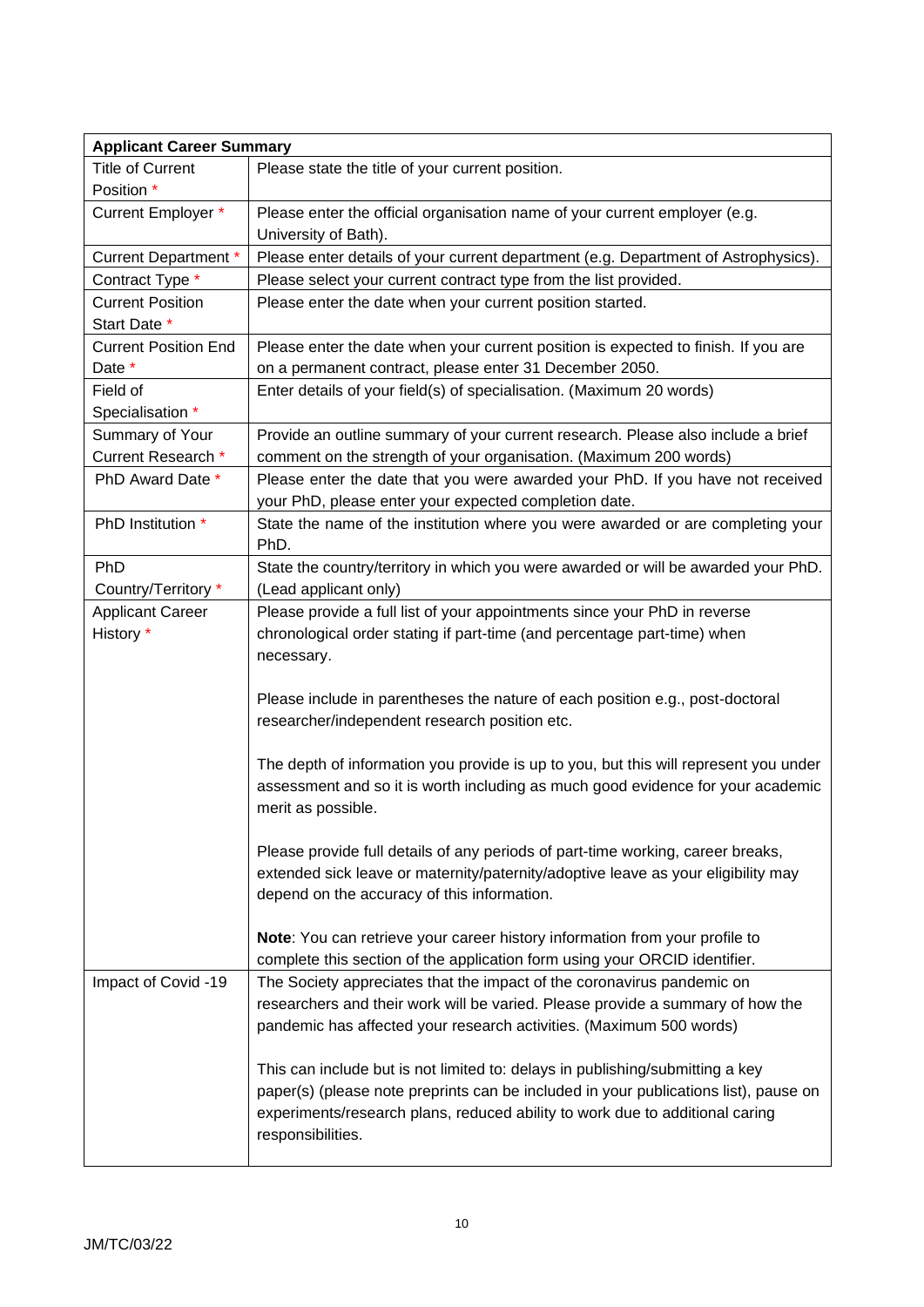| Applicant Career Summary | |
|---|---|
| Title of Current Position * | Please state the title of your current position. |
| Current Employer * | Please enter the official organisation name of your current employer (e.g. University of Bath). |
| Current Department * | Please enter details of your current department (e.g. Department of Astrophysics). |
| Contract Type * | Please select your current contract type from the list provided. |
| Current Position Start Date * | Please enter the date when your current position started. |
| Current Position End Date * | Please enter the date when your current position is expected to finish. If you are on a permanent contract, please enter 31 December 2050. |
| Field of Specialisation * | Enter details of your field(s) of specialisation. (Maximum 20 words) |
| Summary of Your Current Research * | Provide an outline summary of your current research. Please also include a brief comment on the strength of your organisation. (Maximum 200 words) |
| PhD Award Date * | Please enter the date that you were awarded your PhD. If you have not received your PhD, please enter your expected completion date. |
| PhD Institution * | State the name of the institution where you were awarded or are completing your PhD. |
| PhD Country/Territory * | State the country/territory in which you were awarded or will be awarded your PhD. (Lead applicant only) |
| Applicant Career History * | Please provide a full list of your appointments since your PhD in reverse chronological order stating if part-time (and percentage part-time) when necessary.<br><br>Please include in parentheses the nature of each position e.g., post-doctoral researcher/independent research position etc.<br><br>The depth of information you provide is up to you, but this will represent you under assessment and so it is worth including as much good evidence for your academic merit as possible.<br><br>Please provide full details of any periods of part-time working, career breaks, extended sick leave or maternity/paternity/adoptive leave as your eligibility may depend on the accuracy of this information.<br><br>**Note**: You can retrieve your career history information from your profile to complete this section of the application form using your ORCID identifier. |
| Impact of Covid -19 | The Society appreciates that the impact of the coronavirus pandemic on researchers and their work will be varied. Please provide a summary of how the pandemic has affected your research activities. (Maximum 500 words)<br><br>This can include but is not limited to: delays in publishing/submitting a key paper(s) (please note preprints can be included in your publications list), pause on experiments/research plans, reduced ability to work due to additional caring responsibilities. |

JM/TC/03/22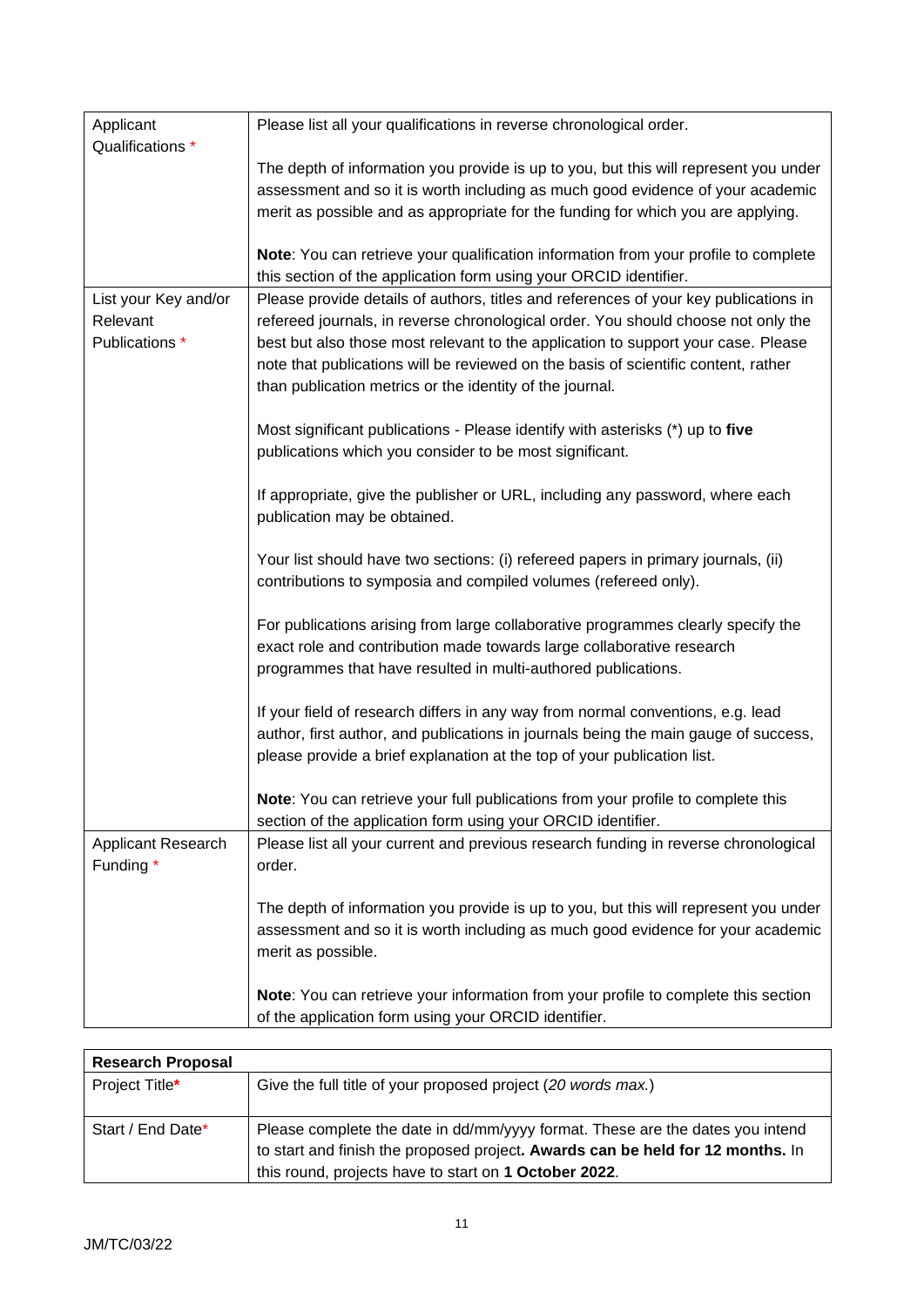| Applicant Qualifications * | Please list all your qualifications in reverse chronological order.<br><br>The depth of information you provide is up to you, but this will represent you under assessment and so it is worth including as much good evidence of your academic merit as possible and as appropriate for the funding for which you are applying.<br><br>**Note**: You can retrieve your qualification information from your profile to complete this section of the application form using your ORCID identifier. |
|---|---|
| List your Key and/or Relevant Publications * | Please provide details of authors, titles and references of your key publications in refereed journals, in reverse chronological order. You should choose not only the best but also those most relevant to the application to support your case. Please note that publications will be reviewed on the basis of scientific content, rather than publication metrics or the identity of the journal.<br><br>Most significant publications - Please identify with asterisks (*) up to **five** publications which you consider to be most significant.<br><br>If appropriate, give the publisher or URL, including any password, where each publication may be obtained.<br><br>Your list should have two sections: (i) refereed papers in primary journals, (ii) contributions to symposia and compiled volumes (refereed only).<br><br>For publications arising from large collaborative programmes clearly specify the exact role and contribution made towards large collaborative research programmes that have resulted in multi-authored publications.<br><br>If your field of research differs in any way from normal conventions, e.g. lead author, first author, and publications in journals being the main gauge of success, please provide a brief explanation at the top of your publication list.<br><br>**Note**: You can retrieve your full publications from your profile to complete this section of the application form using your ORCID identifier. |
| Applicant Research Funding * | Please list all your current and previous research funding in reverse chronological order.<br><br>The depth of information you provide is up to you, but this will represent you under assessment and so it is worth including as much good evidence for your academic merit as possible.<br><br>**Note**: You can retrieve your information from your profile to complete this section of the application form using your ORCID identifier. |

| **Research Proposal** | |
|---|---|
| Project Title* | Give the full title of your proposed project (*20 words max.*) |
| Start / End Date* | Please complete the date in dd/mm/yyyy format. These are the dates you intend to start and finish the proposed project**. Awards can be held for 12 months.** In this round, projects have to start on **1 October 2022**. |

JM/TC/03/22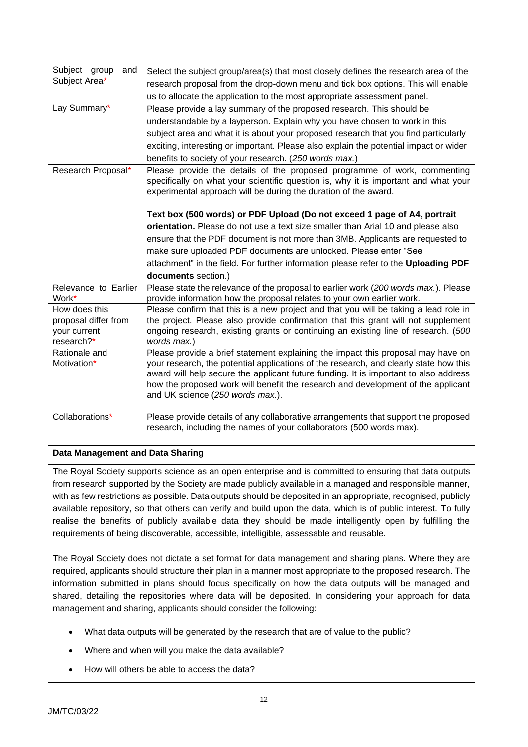| | |
|---|---|
| Subject group and Subject Area* | Select the subject group/area(s) that most closely defines the research area of the research proposal from the drop-down menu and tick box options. This will enable us to allocate the application to the most appropriate assessment panel. |
| Lay Summary* | Please provide a lay summary of the proposed research. This should be understandable by a layperson. Explain why you have chosen to work in this subject area and what it is about your proposed research that you find particularly exciting, interesting or important. Please also explain the potential impact or wider benefits to society of your research. (*250 words max.*) |
| Research Proposal* | Please provide the details of the proposed programme of work, commenting specifically on what your scientific question is, why it is important and what your experimental approach will be during the duration of the award.<br><br>**Text box (500 words) or PDF Upload (Do not exceed 1 page of A4, portrait orientation.** Please do not use a text size smaller than Arial 10 and please also ensure that the PDF document is not more than 3MB. Applicants are requested to make sure uploaded PDF documents are unlocked. Please enter "See attachment" in the field. For further information please refer to the **Uploading PDF documents** section.) |
| Relevance to Earlier Work* | Please state the relevance of the proposal to earlier work (*200 words max.*). Please provide information how the proposal relates to your own earlier work. |
| How does this proposal differ from your current research?* | Please confirm that this is a new project and that you will be taking a lead role in the project. Please also provide confirmation that this grant will not supplement ongoing research, existing grants or continuing an existing line of research. (*500 words max.*) |
| Rationale and Motivation* | Please provide a brief statement explaining the impact this proposal may have on your research, the potential applications of the research, and clearly state how this award will help secure the applicant future funding. It is important to also address how the proposed work will benefit the research and development of the applicant and UK science (*250 words max.*). |
| Collaborations* | Please provide details of any collaborative arrangements that support the proposed research, including the names of your collaborators (500 words max). |

**Data Management and Data Sharing**

The Royal Society supports science as an open enterprise and is committed to ensuring that data outputs from research supported by the Society are made publicly available in a managed and responsible manner, with as few restrictions as possible. Data outputs should be deposited in an appropriate, recognised, publicly available repository, so that others can verify and build upon the data, which is of public interest. To fully realise the benefits of publicly available data they should be made intelligently open by fulfilling the requirements of being discoverable, accessible, intelligible, assessable and reusable.

The Royal Society does not dictate a set format for data management and sharing plans. Where they are required, applicants should structure their plan in a manner most appropriate to the proposed research. The information submitted in plans should focus specifically on how the data outputs will be managed and shared, detailing the repositories where data will be deposited. In considering your approach for data management and sharing, applicants should consider the following:

- What data outputs will be generated by the research that are of value to the public?
- Where and when will you make the data available?
- How will others be able to access the data?

JM/TC/03/22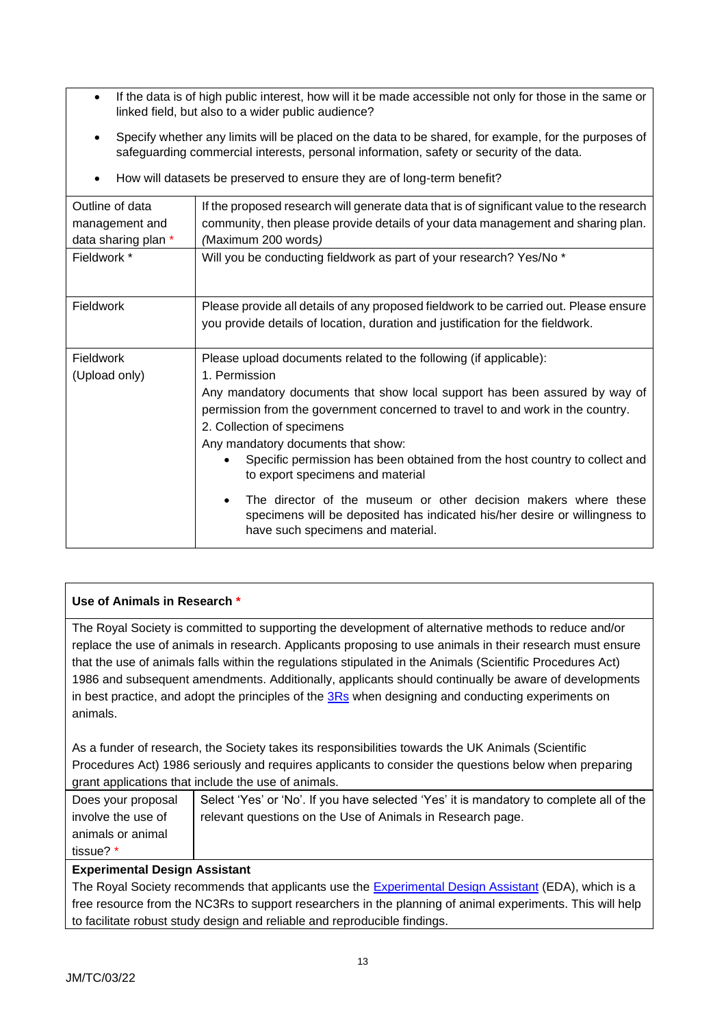| | |
|---|---|
| | • If the data is of high public interest, how will it be made accessible not only for those in the same or linked field, but also to a wider public audience?<br>• Specify whether any limits will be placed on the data to be shared, for example, for the purposes of safeguarding commercial interests, personal information, safety or security of the data.<br>• How will datasets be preserved to ensure they are of long-term benefit? |
| Outline of data management and data sharing plan * | If the proposed research will generate data that is of significant value to the research community, then please provide details of your data management and sharing plan. *(Maximum 200 words)* |
| Fieldwork * | Will you be conducting fieldwork as part of your research? Yes/No * |
| Fieldwork | Please provide all details of any proposed fieldwork to be carried out. Please ensure you provide details of location, duration and justification for the fieldwork. |
| Fieldwork (Upload only) | Please upload documents related to the following (if applicable):<br>1. Permission<br>Any mandatory documents that show local support has been assured by way of permission from the government concerned to travel to and work in the country.<br>2. Collection of specimens<br>Any mandatory documents that show:<br>• Specific permission has been obtained from the host country to collect and to export specimens and material<br>• The director of the museum or other decision makers where these specimens will be deposited has indicated his/her desire or willingness to have such specimens and material. |

**Use of Animals in Research ***

The Royal Society is committed to supporting the development of alternative methods to reduce and/or replace the use of animals in research. Applicants proposing to use animals in their research must ensure that the use of animals falls within the regulations stipulated in the Animals (Scientific Procedures Act) 1986 and subsequent amendments. Additionally, applicants should continually be aware of developments in best practice, and adopt the principles of the 3Rs when designing and conducting experiments on animals.

As a funder of research, the Society takes its responsibilities towards the UK Animals (Scientific Procedures Act) 1986 seriously and requires applicants to consider the questions below when preparing grant applications that include the use of animals.

| | |
|---|---|
| Does your proposal involve the use of animals or animal tissue? * | Select 'Yes' or 'No'. If you have selected 'Yes' it is mandatory to complete all of the relevant questions on the Use of Animals in Research page. |

**Experimental Design Assistant**

The Royal Society recommends that applicants use the Experimental Design Assistant (EDA), which is a free resource from the NC3Rs to support researchers in the planning of animal experiments. This will help to facilitate robust study design and reliable and reproducible findings.

JM/TC/03/22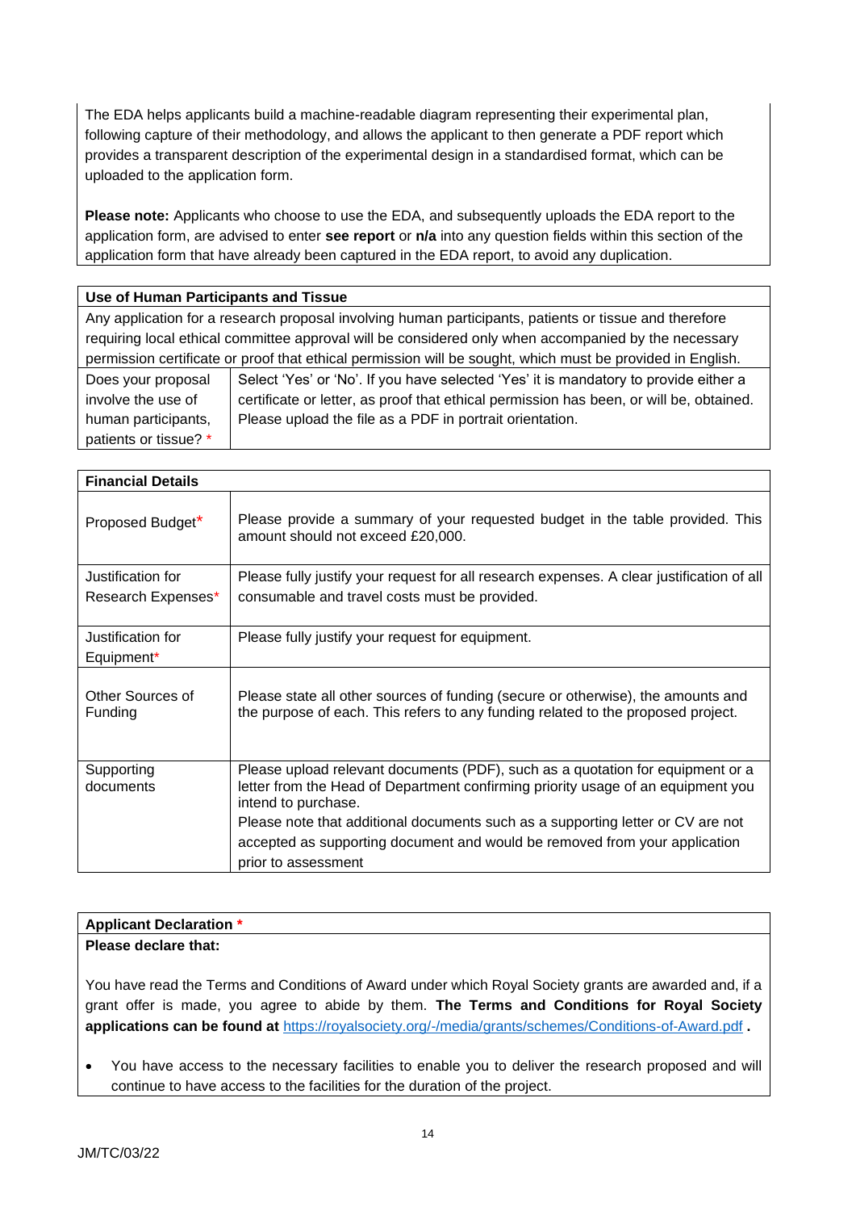The EDA helps applicants build a machine-readable diagram representing their experimental plan, following capture of their methodology, and allows the applicant to then generate a PDF report which provides a transparent description of the experimental design in a standardised format, which can be uploaded to the application form.

**Please note:** Applicants who choose to use the EDA, and subsequently uploads the EDA report to the application form, are advised to enter **see report** or **n/a** into any question fields within this section of the application form that have already been captured in the EDA report, to avoid any duplication.

| **Use of Human Participants and Tissue** | |
|---|---|
| Any application for a research proposal involving human participants, patients or tissue and therefore requiring local ethical committee approval will be considered only when accompanied by the necessary permission certificate or proof that ethical permission will be sought, which must be provided in English. | |
| Does your proposal involve the use of human participants, patients or tissue? * | Select 'Yes' or 'No'. If you have selected 'Yes' it is mandatory to provide either a certificate or letter, as proof that ethical permission has been, or will be, obtained. Please upload the file as a PDF in portrait orientation. |

| **Financial Details** | |
|---|---|
| Proposed Budget* | Please provide a summary of your requested budget in the table provided. This amount should not exceed £20,000. |
| Justification for Research Expenses* | Please fully justify your request for all research expenses. A clear justification of all consumable and travel costs must be provided. |
| Justification for Equipment* | Please fully justify your request for equipment. |
| Other Sources of Funding | Please state all other sources of funding (secure or otherwise), the amounts and the purpose of each. This refers to any funding related to the proposed project. |
| Supporting documents | Please upload relevant documents (PDF), such as a quotation for equipment or a letter from the Head of Department confirming priority usage of an equipment you intend to purchase. Please note that additional documents such as a supporting letter or CV are not accepted as supporting document and would be removed from your application prior to assessment |

| **Applicant Declaration *** |
|---|
| **Please declare that:** You have read the Terms and Conditions of Award under which Royal Society grants are awarded and, if a grant offer is made, you agree to abide by them. **The Terms and Conditions for Royal Society applications can be found at** https://royalsociety.org/-/media/grants/schemes/Conditions-of-Award.pdf **.** |
| • You have access to the necessary facilities to enable you to deliver the research proposed and will continue to have access to the facilities for the duration of the project. |

JM/TC/03/22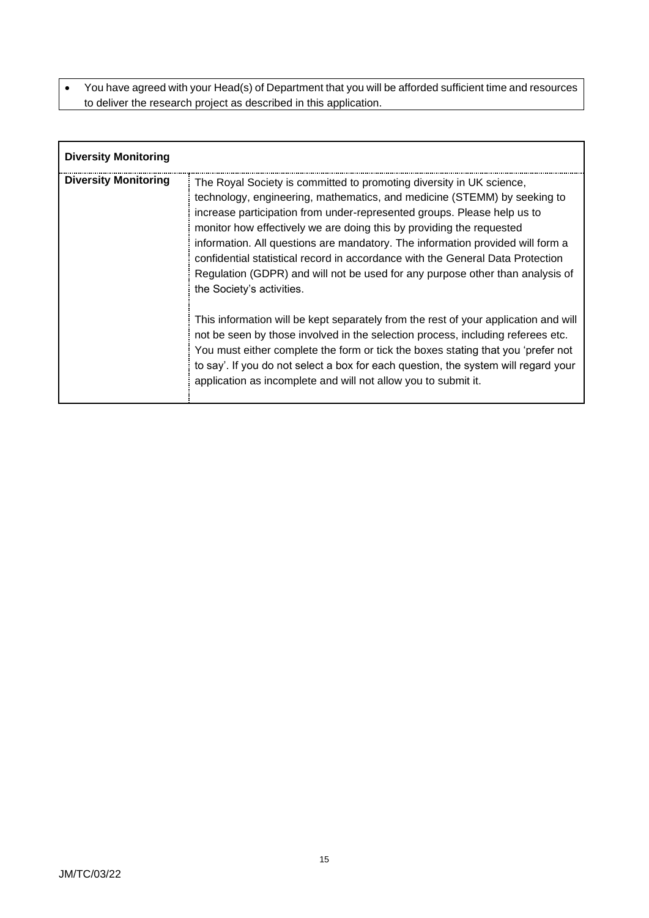- You have agreed with your Head(s) of Department that you will be afforded sufficient time and resources to deliver the research project as described in this application.

| **Diversity Monitoring** | |
|---|---|
| **Diversity Monitoring** | The Royal Society is committed to promoting diversity in UK science, technology, engineering, mathematics, and medicine (STEMM) by seeking to increase participation from under-represented groups. Please help us to monitor how effectively we are doing this by providing the requested information. All questions are mandatory. The information provided will form a confidential statistical record in accordance with the General Data Protection Regulation (GDPR) and will not be used for any purpose other than analysis of the Society's activities.<br><br>This information will be kept separately from the rest of your application and will not be seen by those involved in the selection process, including referees etc. You must either complete the form or tick the boxes stating that you 'prefer not to say'. If you do not select a box for each question, the system will regard your application as incomplete and will not allow you to submit it. |

JM/TC/03/22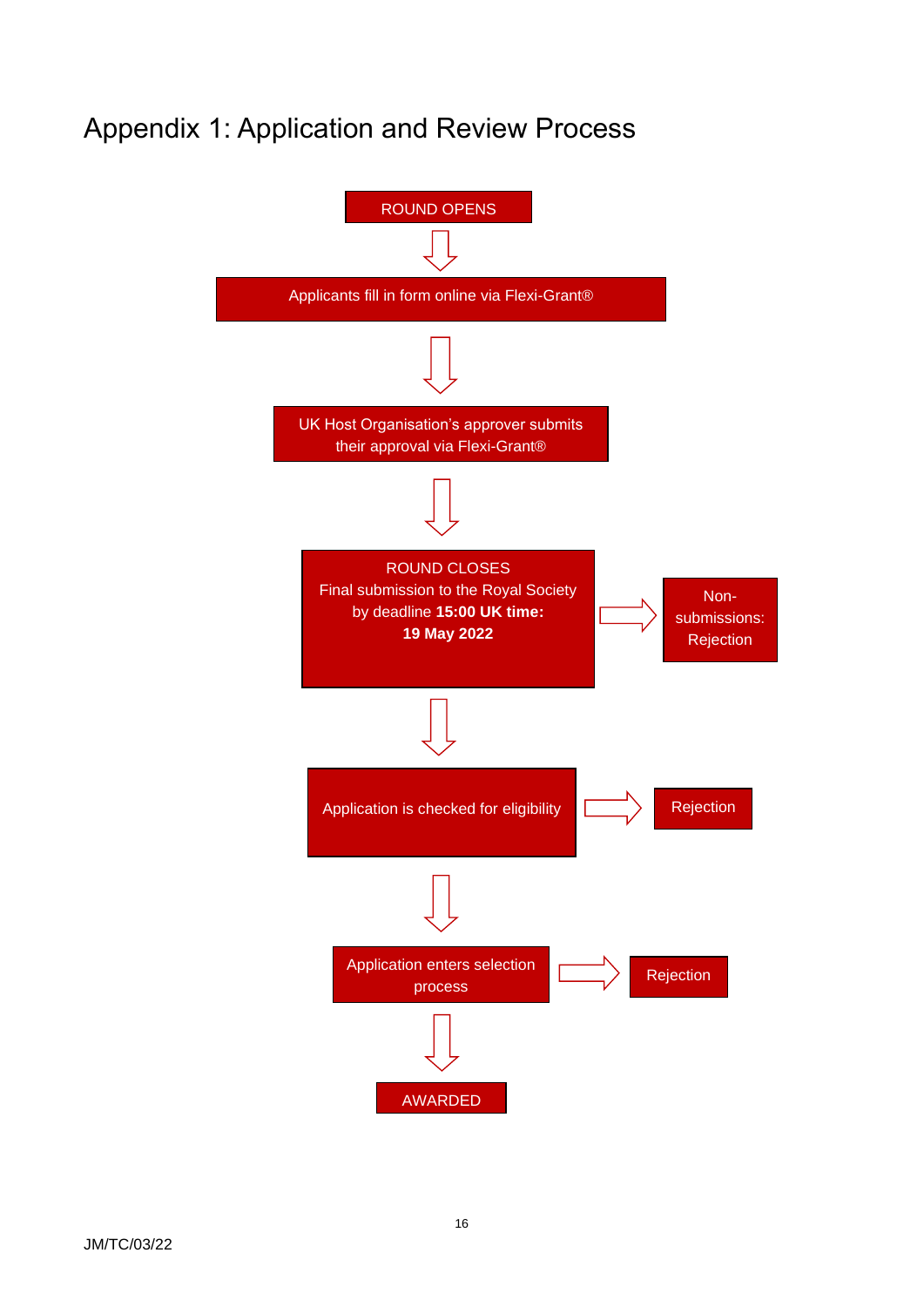# Appendix 1: Application and Review Process

ROUND OPENS

Applicants fill in form online via Flexi-Grant®

UK Host Organisation's approver submits their approval via Flexi-Grant®

ROUND CLOSES
Final submission to the Royal Society by deadline **15:00 UK time: 19 May 2022**

Non-submissions: Rejection

Application is checked for eligibility

Rejection

Application enters selection process

Rejection

AWARDED

JM/TC/03/22